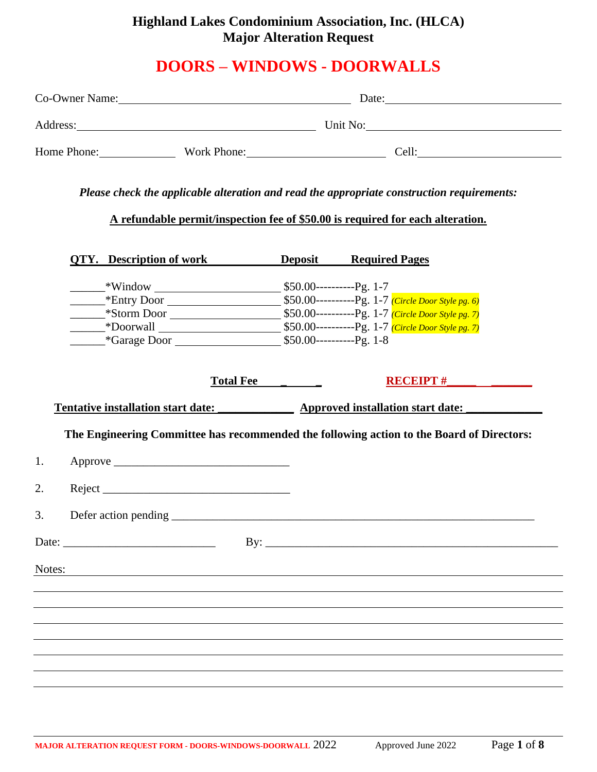# Highland Lakes Condominium Association, Inc. (HLCA)
## Major Alteration Request

# DOORS – WINDOWS - DOORWALLS

Co-Owner Name:\_\_\_\_\_\_\_\_\_\_\_\_\_\_\_\_\_\_\_\_\_\_\_\_\_\_\_\_\_\_ Date:\_\_\_\_\_\_\_\_\_\_\_\_\_\_\_\_\_\_\_\_

Address:\_\_\_\_\_\_\_\_\_\_\_\_\_\_\_\_\_\_\_\_\_\_\_\_\_\_\_\_\_\_ Unit No:\_\_\_\_\_\_\_\_\_\_\_\_\_\_\_\_\_\_\_\_

Home Phone:\_\_\_\_\_\_\_\_\_\_ Work Phone:\_\_\_\_\_\_\_\_\_\_\_\_\_\_\_\_ Cell:\_\_\_\_\_\_\_\_\_\_\_\_\_\_\_\_

***Please check the applicable alteration and read the appropriate construction requirements:***

**A refundable permit/inspection fee of $50.00 is required for each alteration.**

| QTY. | Description of work | Deposit | Required Pages |
|---|---|---|---|
| \_\_\_\_\_\_ | *Window \_\_\_\_\_\_\_\_\_\_\_\_\_\_\_\_ | $50.00---------- | Pg. 1-7 |
| \_\_\_\_\_\_ | *Entry Door \_\_\_\_\_\_\_\_\_\_\_\_\_\_\_\_ | $50.00---------- | Pg. 1-7 *(Circle Door Style pg. 6)* |
| \_\_\_\_\_\_ | *Storm Door \_\_\_\_\_\_\_\_\_\_\_\_\_\_\_\_ | $50.00---------- | Pg. 1-7 *(Circle Door Style pg. 7)* |
| \_\_\_\_\_\_ | *Doorwall \_\_\_\_\_\_\_\_\_\_\_\_\_\_\_\_ | $50.00---------- | Pg. 1-7 *(Circle Door Style pg. 7)* |
| \_\_\_\_\_\_ | *Garage Door \_\_\_\_\_\_\_\_\_\_\_\_\_\_\_\_ | $50.00---------- | Pg. 1-8 |

**Total Fee \_\_\_\_\_\_\_** **RECEIPT #\_\_\_\_\_\_\_\_\_\_**

**Tentative installation start date: \_\_\_\_\_\_\_\_\_\_\_\_ Approved installation start date: \_\_\_\_\_\_\_\_\_\_\_\_**

**The Engineering Committee has recommended the following action to the Board of Directors:**

1. Approve \_\_\_\_\_\_\_\_\_\_\_\_\_\_\_\_\_\_\_\_\_\_\_\_\_\_\_\_
2. Reject \_\_\_\_\_\_\_\_\_\_\_\_\_\_\_\_\_\_\_\_\_\_\_\_\_\_\_\_
3. Defer action pending \_\_\_\_\_\_\_\_\_\_\_\_\_\_\_\_\_\_\_\_\_\_\_\_\_\_\_\_\_\_\_\_\_\_\_\_\_\_\_\_\_\_\_\_\_\_\_\_

Date: \_\_\_\_\_\_\_\_\_\_\_\_\_\_\_\_\_\_\_\_\_\_ By: \_\_\_\_\_\_\_\_\_\_\_\_\_\_\_\_\_\_\_\_\_\_\_\_\_\_\_\_\_\_\_\_\_\_\_\_\_\_\_\_\_\_\_\_

Notes: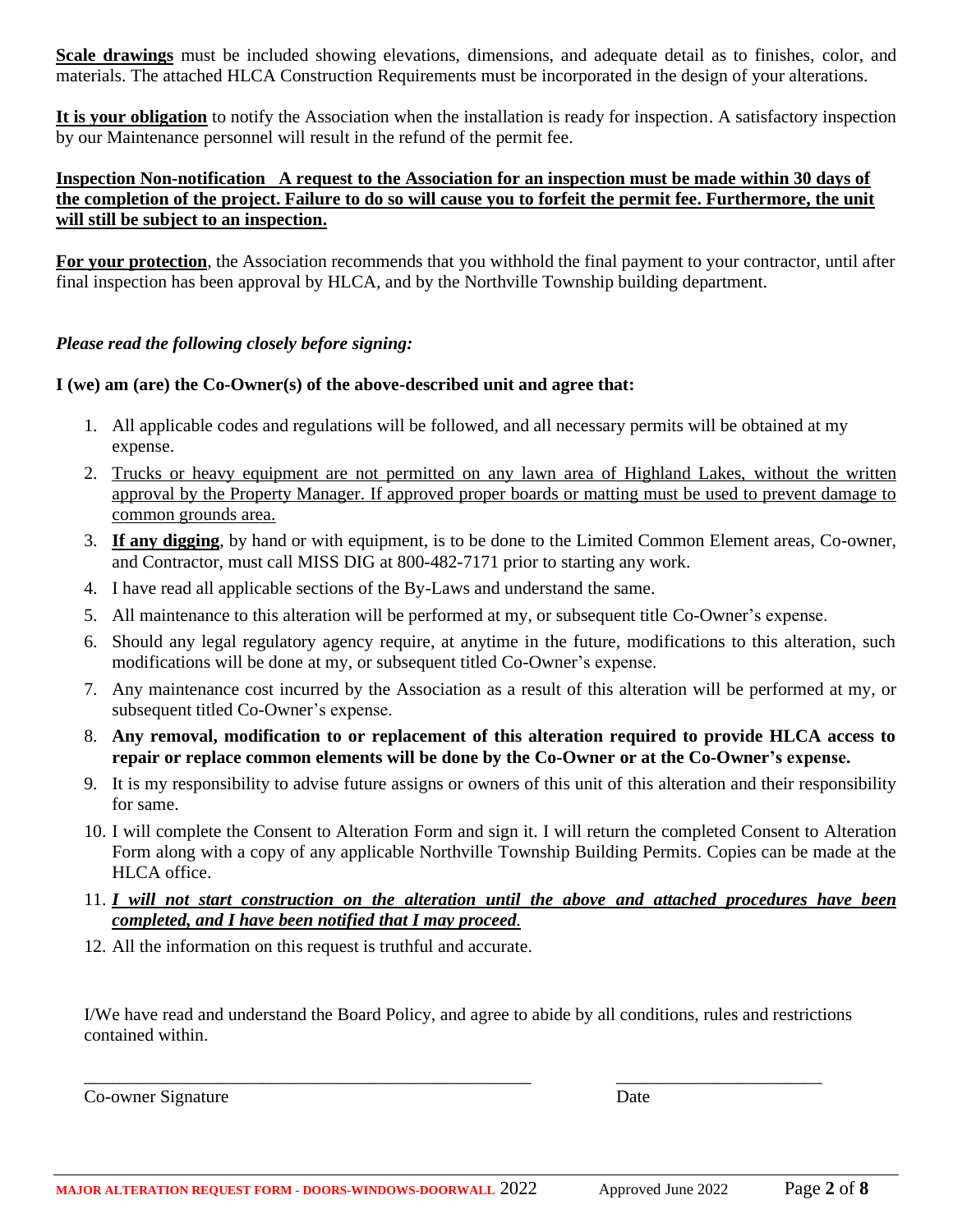**Scale drawings** must be included showing elevations, dimensions, and adequate detail as to finishes, color, and materials. The attached HLCA Construction Requirements must be incorporated in the design of your alterations.

**It is your obligation** to notify the Association when the installation is ready for inspection. A satisfactory inspection by our Maintenance personnel will result in the refund of the permit fee.

**Inspection Non-notification A request to the Association for an inspection must be made within 30 days of the completion of the project. Failure to do so will cause you to forfeit the permit fee. Furthermore, the unit will still be subject to an inspection.**

**For your protection**, the Association recommends that you withhold the final payment to your contractor, until after final inspection has been approval by HLCA, and by the Northville Township building department.

*Please read the following closely before signing:*

**I (we) am (are) the Co-Owner(s) of the above-described unit and agree that:**

1. All applicable codes and regulations will be followed, and all necessary permits will be obtained at my expense.
2. Trucks or heavy equipment are not permitted on any lawn area of Highland Lakes, without the written approval by the Property Manager. If approved proper boards or matting must be used to prevent damage to common grounds area.
3. **If any digging**, by hand or with equipment, is to be done to the Limited Common Element areas, Co-owner, and Contractor, must call MISS DIG at 800-482-7171 prior to starting any work.
4. I have read all applicable sections of the By-Laws and understand the same.
5. All maintenance to this alteration will be performed at my, or subsequent title Co-Owner's expense.
6. Should any legal regulatory agency require, at anytime in the future, modifications to this alteration, such modifications will be done at my, or subsequent titled Co-Owner's expense.
7. Any maintenance cost incurred by the Association as a result of this alteration will be performed at my, or subsequent titled Co-Owner's expense.
8. **Any removal, modification to or replacement of this alteration required to provide HLCA access to repair or replace common elements will be done by the Co-Owner or at the Co-Owner's expense.**
9. It is my responsibility to advise future assigns or owners of this unit of this alteration and their responsibility for same.
10. I will complete the Consent to Alteration Form and sign it. I will return the completed Consent to Alteration Form along with a copy of any applicable Northville Township Building Permits. Copies can be made at the HLCA office.
11. ***I will not start construction on the alteration until the above and attached procedures have been completed, and I have been notified that I may proceed.***
12. All the information on this request is truthful and accurate.

I/We have read and understand the Board Policy, and agree to abide by all conditions, rules and restrictions contained within.

\_\_\_\_\_\_\_\_\_\_\_\_\_\_\_\_\_\_\_\_\_\_\_\_\_\_\_\_\_\_\_\_\_\_\_\_\_\_\_\_\_\_\_\_\_\_\_\_ \_\_\_\_\_\_\_\_\_\_\_\_\_\_\_\_\_\_\_\_\_\_\_

Co-owner Signature Date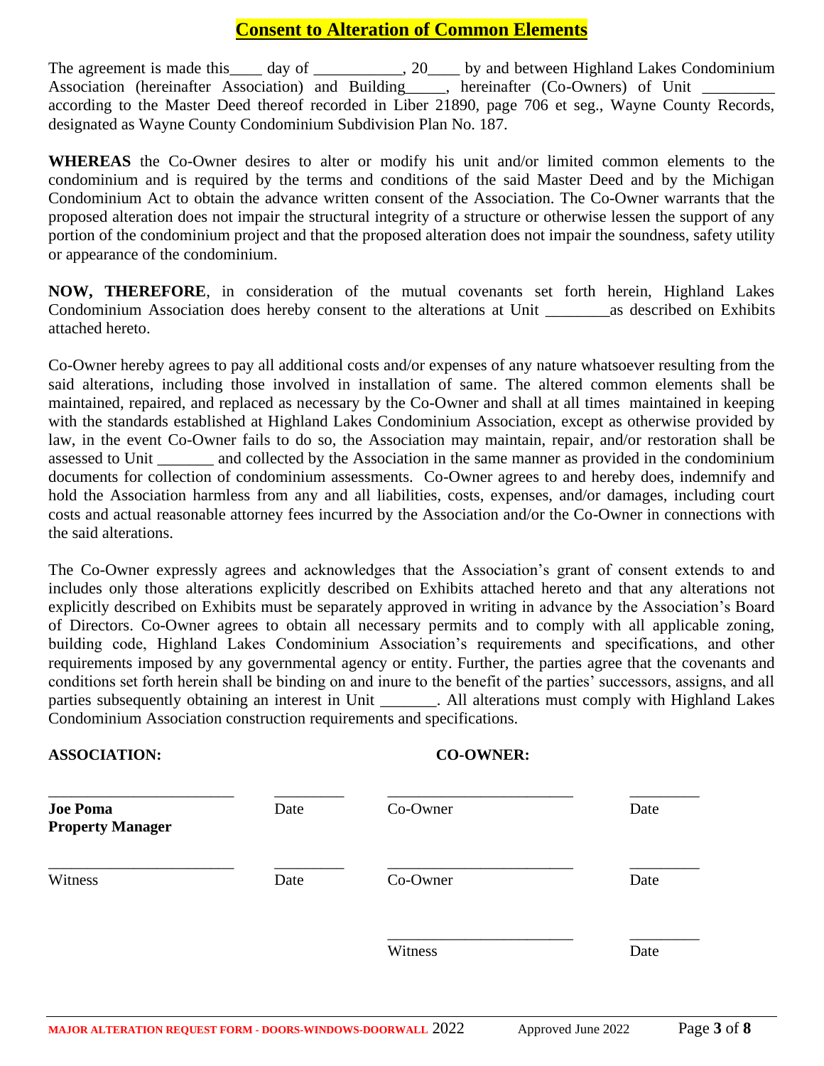# Consent to Alteration of Common Elements

The agreement is made this____ day of ___________, 20____ by and between Highland Lakes Condominium Association (hereinafter Association) and Building_____, hereinafter (Co-Owners) of Unit _________ according to the Master Deed thereof recorded in Liber 21890, page 706 et seg., Wayne County Records, designated as Wayne County Condominium Subdivision Plan No. 187.

**WHEREAS** the Co-Owner desires to alter or modify his unit and/or limited common elements to the condominium and is required by the terms and conditions of the said Master Deed and by the Michigan Condominium Act to obtain the advance written consent of the Association. The Co-Owner warrants that the proposed alteration does not impair the structural integrity of a structure or otherwise lessen the support of any portion of the condominium project and that the proposed alteration does not impair the soundness, safety utility or appearance of the condominium.

**NOW, THEREFORE**, in consideration of the mutual covenants set forth herein, Highland Lakes Condominium Association does hereby consent to the alterations at Unit ________as described on Exhibits attached hereto.

Co-Owner hereby agrees to pay all additional costs and/or expenses of any nature whatsoever resulting from the said alterations, including those involved in installation of same. The altered common elements shall be maintained, repaired, and replaced as necessary by the Co-Owner and shall at all times maintained in keeping with the standards established at Highland Lakes Condominium Association, except as otherwise provided by law, in the event Co-Owner fails to do so, the Association may maintain, repair, and/or restoration shall be assessed to Unit _______ and collected by the Association in the same manner as provided in the condominium documents for collection of condominium assessments. Co-Owner agrees to and hereby does, indemnify and hold the Association harmless from any and all liabilities, costs, expenses, and/or damages, including court costs and actual reasonable attorney fees incurred by the Association and/or the Co-Owner in connections with the said alterations.

The Co-Owner expressly agrees and acknowledges that the Association's grant of consent extends to and includes only those alterations explicitly described on Exhibits attached hereto and that any alterations not explicitly described on Exhibits must be separately approved in writing in advance by the Association's Board of Directors. Co-Owner agrees to obtain all necessary permits and to comply with all applicable zoning, building code, Highland Lakes Condominium Association's requirements and specifications, and other requirements imposed by any governmental agency or entity. Further, the parties agree that the covenants and conditions set forth herein shall be binding on and inure to the benefit of the parties' successors, assigns, and all parties subsequently obtaining an interest in Unit _______. All alterations must comply with Highland Lakes Condominium Association construction requirements and specifications.

**ASSOCIATION:** **CO-OWNER:**

| | | | |
|---|---|---|---|
| ________________________ | _________ | ________________________ | _________ |
| **Joe Poma** **Property Manager** | Date | Co-Owner | Date |
| ________________________ | _________ | ________________________ | _________ |
| Witness | Date | Co-Owner | Date |
| | | ________________________ | _________ |
| | | Witness | Date |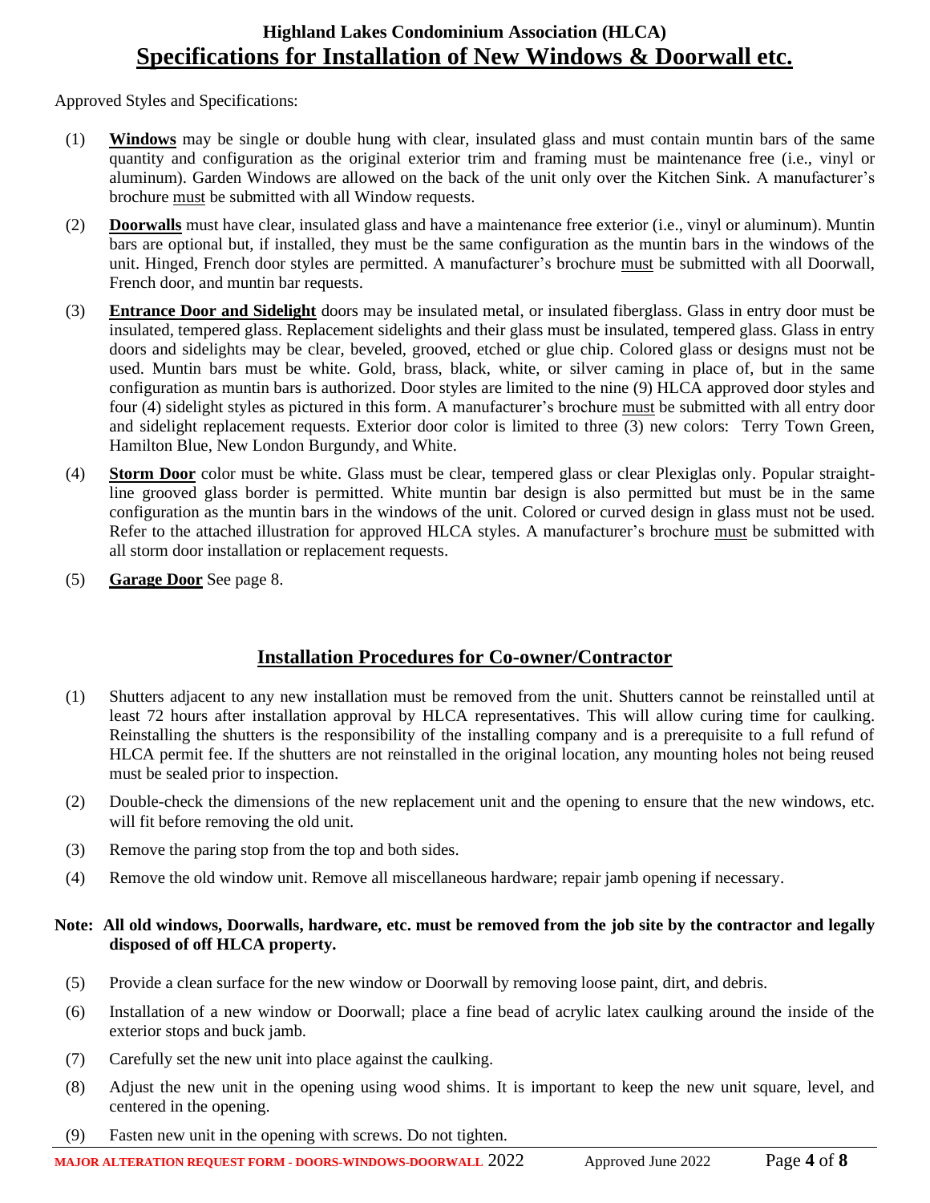# Highland Lakes Condominium Association (HLCA)

## Specifications for Installation of New Windows & Doorwall etc.

Approved Styles and Specifications:

(1) **Windows** may be single or double hung with clear, insulated glass and must contain muntin bars of the same quantity and configuration as the original exterior trim and framing must be maintenance free (i.e., vinyl or aluminum). Garden Windows are allowed on the back of the unit only over the Kitchen Sink. A manufacturer's brochure must be submitted with all Window requests.

(2) **Doorwalls** must have clear, insulated glass and have a maintenance free exterior (i.e., vinyl or aluminum). Muntin bars are optional but, if installed, they must be the same configuration as the muntin bars in the windows of the unit. Hinged, French door styles are permitted. A manufacturer's brochure must be submitted with all Doorwall, French door, and muntin bar requests.

(3) **Entrance Door and Sidelight** doors may be insulated metal, or insulated fiberglass. Glass in entry door must be insulated, tempered glass. Replacement sidelights and their glass must be insulated, tempered glass. Glass in entry doors and sidelights may be clear, beveled, grooved, etched or glue chip. Colored glass or designs must not be used. Muntin bars must be white. Gold, brass, black, white, or silver caming in place of, but in the same configuration as muntin bars is authorized. Door styles are limited to the nine (9) HLCA approved door styles and four (4) sidelight styles as pictured in this form. A manufacturer's brochure must be submitted with all entry door and sidelight replacement requests. Exterior door color is limited to three (3) new colors: Terry Town Green, Hamilton Blue, New London Burgundy, and White.

(4) **Storm Door** color must be white. Glass must be clear, tempered glass or clear Plexiglas only. Popular straight-line grooved glass border is permitted. White muntin bar design is also permitted but must be in the same configuration as the muntin bars in the windows of the unit. Colored or curved design in glass must not be used. Refer to the attached illustration for approved HLCA styles. A manufacturer's brochure must be submitted with all storm door installation or replacement requests.

(5) **Garage Door** See page 8.

## Installation Procedures for Co-owner/Contractor

(1) Shutters adjacent to any new installation must be removed from the unit. Shutters cannot be reinstalled until at least 72 hours after installation approval by HLCA representatives. This will allow curing time for caulking. Reinstalling the shutters is the responsibility of the installing company and is a prerequisite to a full refund of HLCA permit fee. If the shutters are not reinstalled in the original location, any mounting holes not being reused must be sealed prior to inspection.

(2) Double-check the dimensions of the new replacement unit and the opening to ensure that the new windows, etc. will fit before removing the old unit.

(3) Remove the paring stop from the top and both sides.

(4) Remove the old window unit. Remove all miscellaneous hardware; repair jamb opening if necessary.

**Note: All old windows, Doorwalls, hardware, etc. must be removed from the job site by the contractor and legally disposed of off HLCA property.**

(5) Provide a clean surface for the new window or Doorwall by removing loose paint, dirt, and debris.

(6) Installation of a new window or Doorwall; place a fine bead of acrylic latex caulking around the inside of the exterior stops and buck jamb.

(7) Carefully set the new unit into place against the caulking.

(8) Adjust the new unit in the opening using wood shims. It is important to keep the new unit square, level, and centered in the opening.

(9) Fasten new unit in the opening with screws. Do not tighten.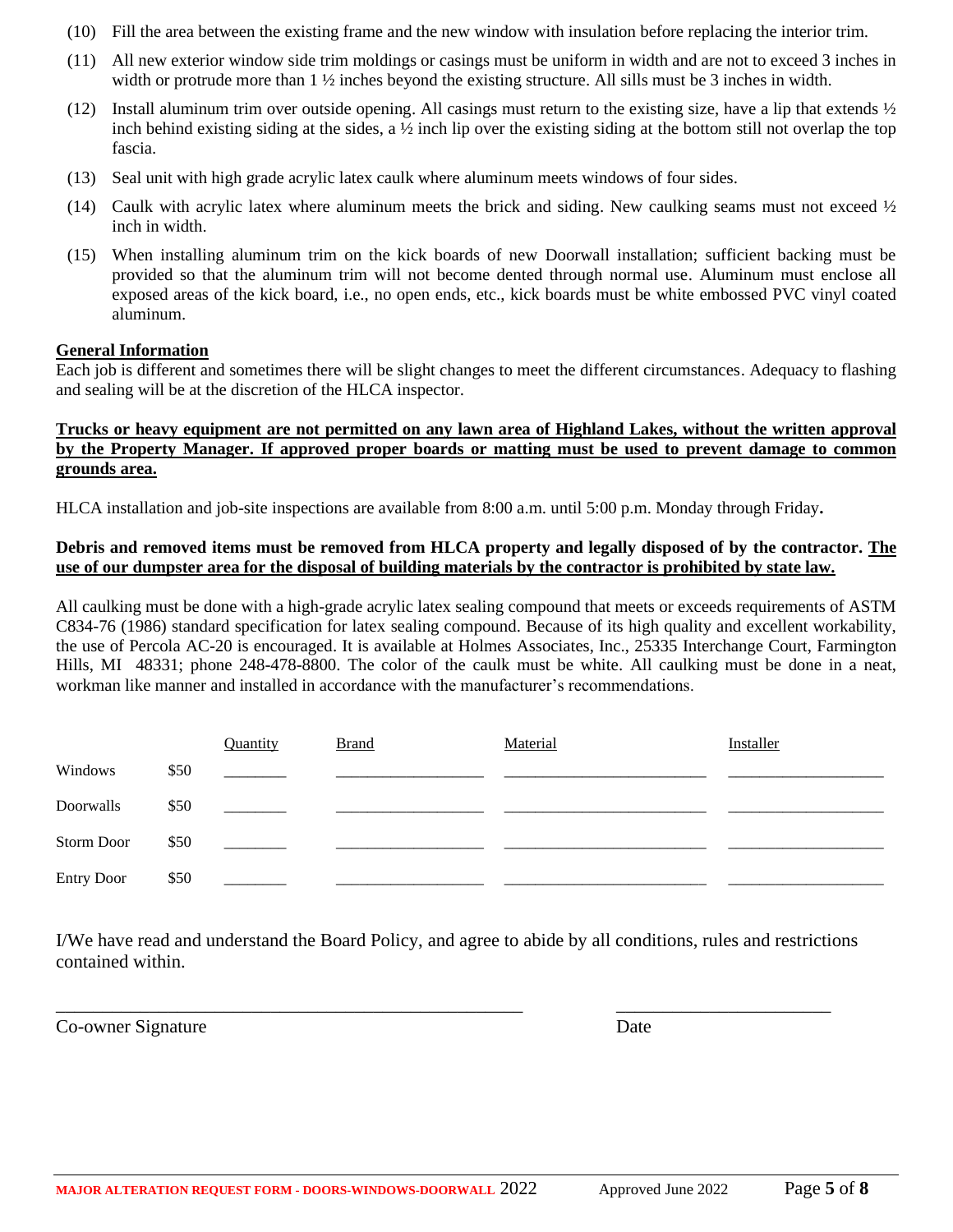(10) Fill the area between the existing frame and the new window with insulation before replacing the interior trim.

(11) All new exterior window side trim moldings or casings must be uniform in width and are not to exceed 3 inches in width or protrude more than 1 ½ inches beyond the existing structure. All sills must be 3 inches in width.

(12) Install aluminum trim over outside opening. All casings must return to the existing size, have a lip that extends ½ inch behind existing siding at the sides, a ½ inch lip over the existing siding at the bottom still not overlap the top fascia.

(13) Seal unit with high grade acrylic latex caulk where aluminum meets windows of four sides.

(14) Caulk with acrylic latex where aluminum meets the brick and siding. New caulking seams must not exceed ½ inch in width.

(15) When installing aluminum trim on the kick boards of new Doorwall installation; sufficient backing must be provided so that the aluminum trim will not become dented through normal use. Aluminum must enclose all exposed areas of the kick board, i.e., no open ends, etc., kick boards must be white embossed PVC vinyl coated aluminum.

**General Information**

Each job is different and sometimes there will be slight changes to meet the different circumstances. Adequacy to flashing and sealing will be at the discretion of the HLCA inspector.

**Trucks or heavy equipment are not permitted on any lawn area of Highland Lakes, without the written approval by the Property Manager. If approved proper boards or matting must be used to prevent damage to common grounds area.**

HLCA installation and job-site inspections are available from 8:00 a.m. until 5:00 p.m. Monday through Friday**.**

**Debris and removed items must be removed from HLCA property and legally disposed of by the contractor. The use of our dumpster area for the disposal of building materials by the contractor is prohibited by state law.**

All caulking must be done with a high-grade acrylic latex sealing compound that meets or exceeds requirements of ASTM C834-76 (1986) standard specification for latex sealing compound. Because of its high quality and excellent workability, the use of Percola AC-20 is encouraged. It is available at Holmes Associates, Inc., 25335 Interchange Court, Farmington Hills, MI 48331; phone 248-478-8800. The color of the caulk must be white. All caulking must be done in a neat, workman like manner and installed in accordance with the manufacturer's recommendations.

| | | Quantity | Brand | Material | Installer |
|---|---|---|---|---|---|
| Windows | $50 | ________ | __________________ | __________________________ | ____________________ |
| Doorwalls | $50 | ________ | __________________ | __________________________ | ____________________ |
| Storm Door | $50 | ________ | __________________ | __________________________ | ____________________ |
| Entry Door | $50 | ________ | __________________ | __________________________ | ____________________ |

I/We have read and understand the Board Policy, and agree to abide by all conditions, rules and restrictions contained within.

______________________________________________________ ________________________

Co-owner Signature Date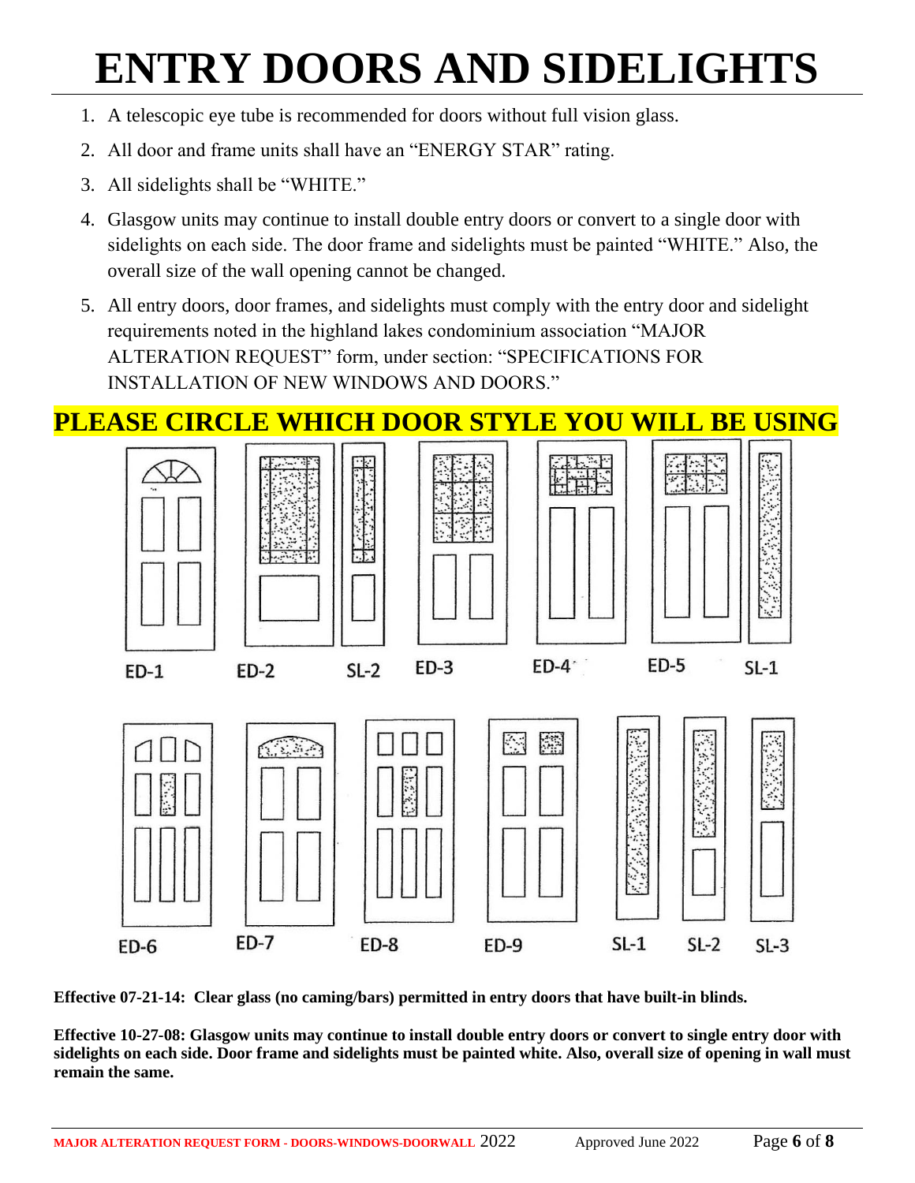# ENTRY DOORS AND SIDELIGHTS

1. A telescopic eye tube is recommended for doors without full vision glass.
2. All door and frame units shall have an "ENERGY STAR" rating.
3. All sidelights shall be "WHITE."
4. Glasgow units may continue to install double entry doors or convert to a single door with sidelights on each side. The door frame and sidelights must be painted "WHITE." Also, the overall size of the wall opening cannot be changed.
5. All entry doors, door frames, and sidelights must comply with the entry door and sidelight requirements noted in the highland lakes condominium association "MAJOR ALTERATION REQUEST" form, under section: "SPECIFICATIONS FOR INSTALLATION OF NEW WINDOWS AND DOORS."

## PLEASE CIRCLE WHICH DOOR STYLE YOU WILL BE USING

ED-1 ED-2 SL-2 ED-3 ED-4 ED-5 SL-1

ED-6 ED-7 ED-8 ED-9 SL-1 SL-2 SL-3

**Effective 07-21-14: Clear glass (no caming/bars) permitted in entry doors that have built-in blinds.**

**Effective 10-27-08: Glasgow units may continue to install double entry doors or convert to single entry door with sidelights on each side. Door frame and sidelights must be painted white. Also, overall size of opening in wall must remain the same.**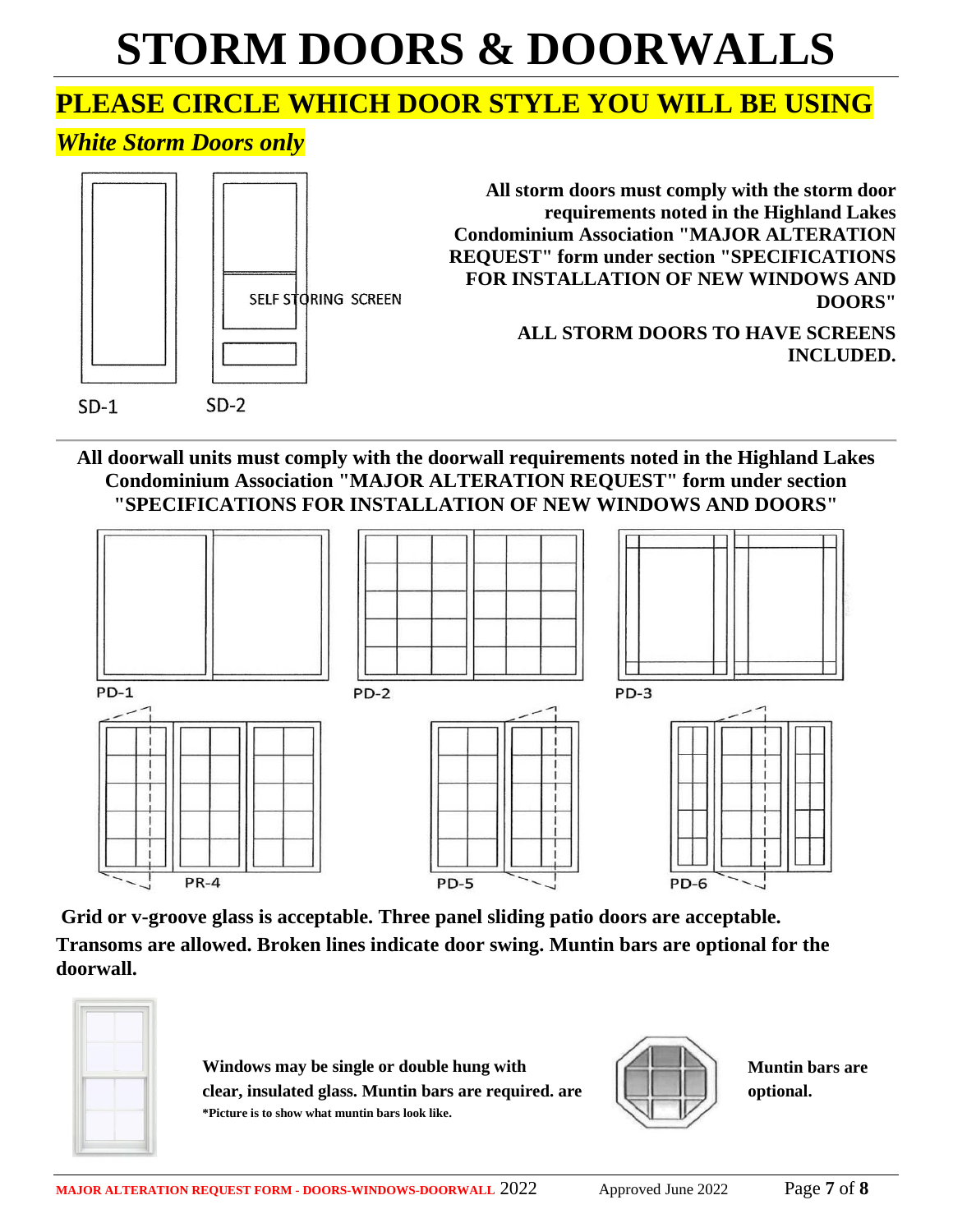# STORM DOORS & DOORWALLS

## PLEASE CIRCLE WHICH DOOR STYLE YOU WILL BE USING

***White Storm Doors only***

SELF STORING SCREEN

SD-1 SD-2

**All storm doors must comply with the storm door requirements noted in the Highland Lakes Condominium Association "MAJOR ALTERATION REQUEST" form under section "SPECIFICATIONS FOR INSTALLATION OF NEW WINDOWS AND DOORS"**

**ALL STORM DOORS TO HAVE SCREENS INCLUDED.**

---

**All doorwall units must comply with the doorwall requirements noted in the Highland Lakes Condominium Association "MAJOR ALTERATION REQUEST" form under section "SPECIFICATIONS FOR INSTALLATION OF NEW WINDOWS AND DOORS"**

PD-1 PD-2 PD-3

PR-4 PD-5 PD-6

**Grid or v-groove glass is acceptable. Three panel sliding patio doors are acceptable. Transoms are allowed. Broken lines indicate door swing. Muntin bars are optional for the doorwall.**

**Windows may be single or double hung with clear, insulated glass. Muntin bars are required. are**
**\*Picture is to show what muntin bars look like.**

**Muntin bars are optional.**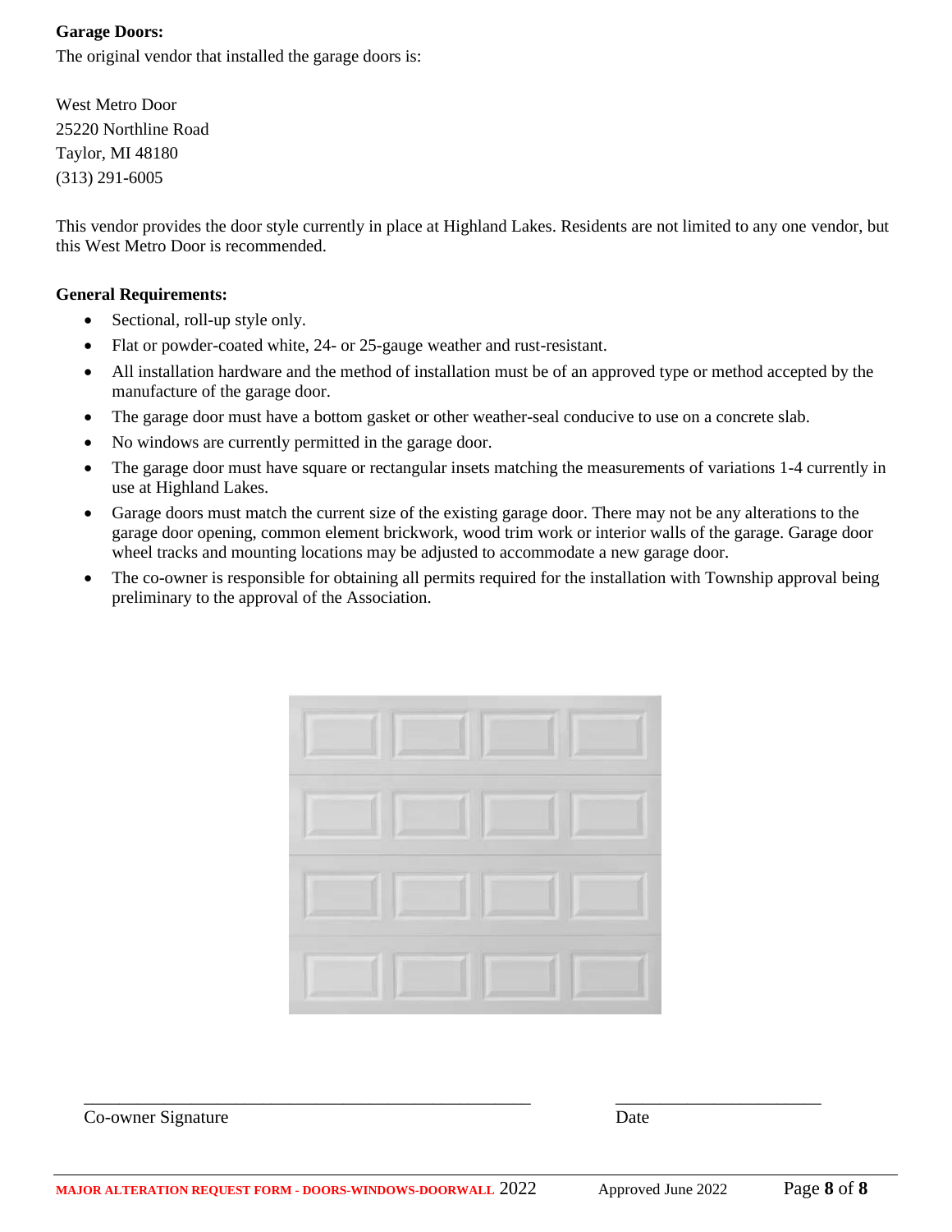**Garage Doors:**

The original vendor that installed the garage doors is:

West Metro Door
25220 Northline Road
Taylor, MI 48180
(313) 291-6005

This vendor provides the door style currently in place at Highland Lakes. Residents are not limited to any one vendor, but this West Metro Door is recommended.

**General Requirements:**

- Sectional, roll-up style only.
- Flat or powder-coated white, 24- or 25-gauge weather and rust-resistant.
- All installation hardware and the method of installation must be of an approved type or method accepted by the manufacture of the garage door.
- The garage door must have a bottom gasket or other weather-seal conducive to use on a concrete slab.
- No windows are currently permitted in the garage door.
- The garage door must have square or rectangular insets matching the measurements of variations 1-4 currently in use at Highland Lakes.
- Garage doors must match the current size of the existing garage door. There may not be any alterations to the garage door opening, common element brickwork, wood trim work or interior walls of the garage. Garage door wheel tracks and mounting locations may be adjusted to accommodate a new garage door.
- The co-owner is responsible for obtaining all permits required for the installation with Township approval being preliminary to the approval of the Association.

\_\_\_\_\_\_\_\_\_\_\_\_\_\_\_\_\_\_\_\_\_\_\_\_\_\_\_\_\_\_\_\_\_\_\_\_\_\_\_\_\_\_\_\_ &nbsp;&nbsp;&nbsp;&nbsp; \_\_\_\_\_\_\_\_\_\_\_\_\_\_\_\_\_\_\_\_\_\_\_\_
Co-owner Signature &nbsp;&nbsp;&nbsp;&nbsp; Date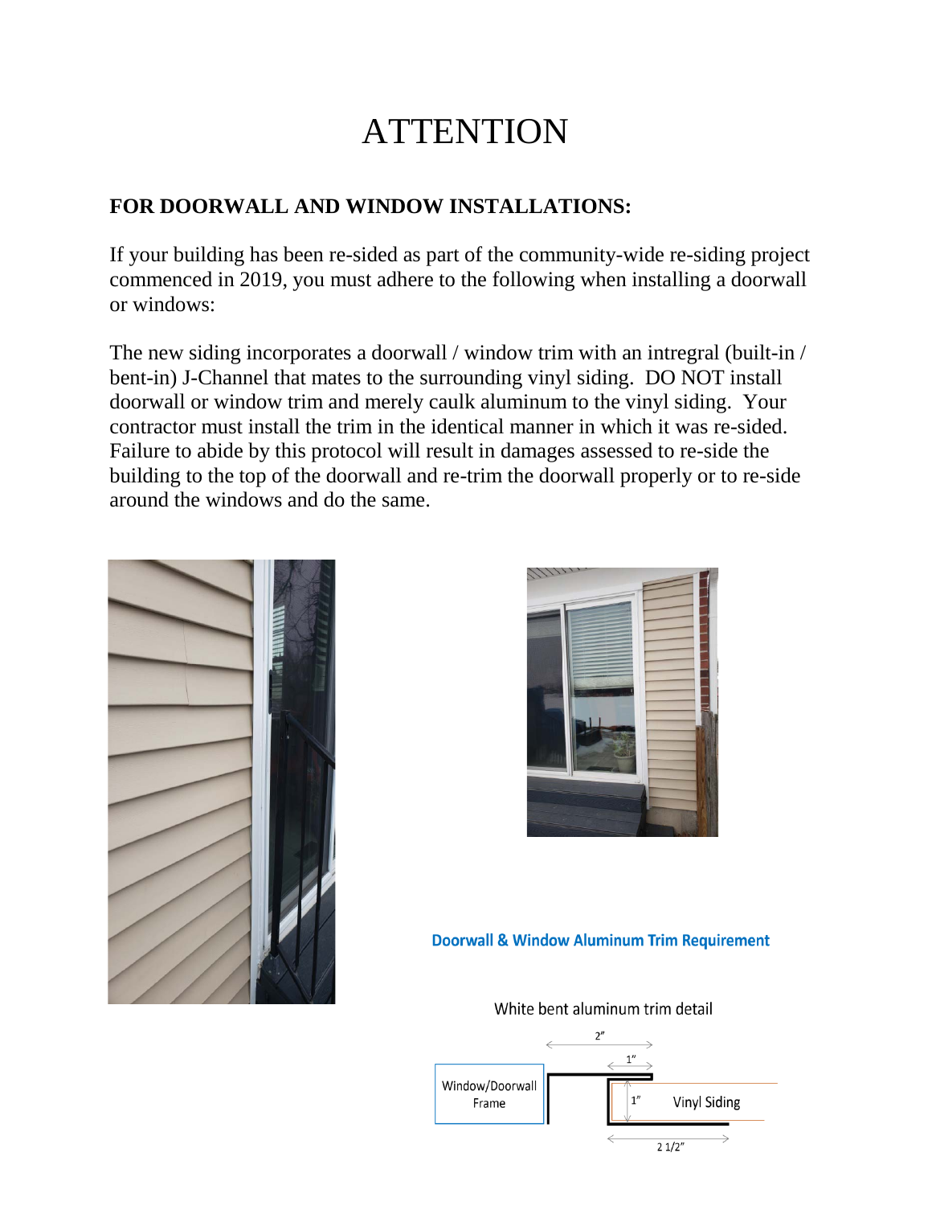# ATTENTION

**FOR DOORWALL AND WINDOW INSTALLATIONS:**

If your building has been re-sided as part of the community-wide re-siding project commenced in 2019, you must adhere to the following when installing a doorwall or windows:

The new siding incorporates a doorwall / window trim with an intregral (built-in / bent-in) J-Channel that mates to the surrounding vinyl siding. DO NOT install doorwall or window trim and merely caulk aluminum to the vinyl siding. Your contractor must install the trim in the identical manner in which it was re-sided. Failure to abide by this protocol will result in damages assessed to re-side the building to the top of the doorwall and re-trim the doorwall properly or to re-side around the windows and do the same.

**Doorwall & Window Aluminum Trim Requirement**

White bent aluminum trim detail

2"

1"

Window/Doorwall Frame

1"

Vinyl Siding

2 1/2"